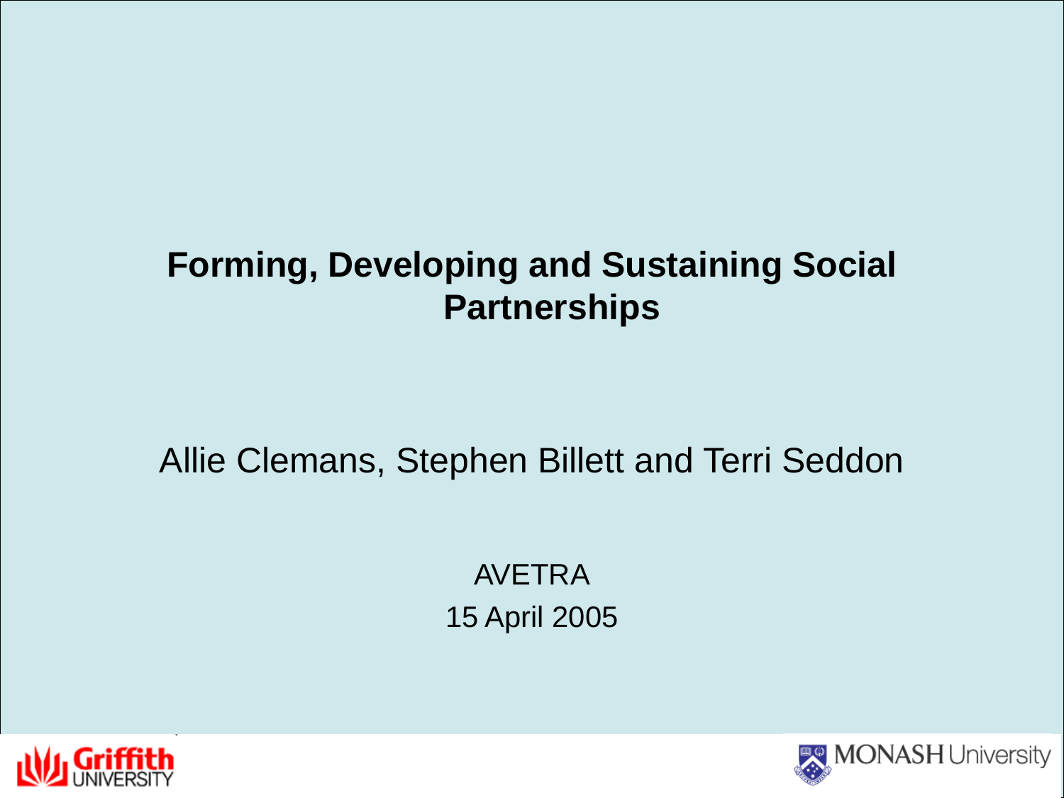# Forming, Developing and Sustaining Social Partnerships

Allie Clemans, Stephen Billett and Terri Seddon

AVETRA

15 April 2005

Griffith UNIVERSITY

MONASH University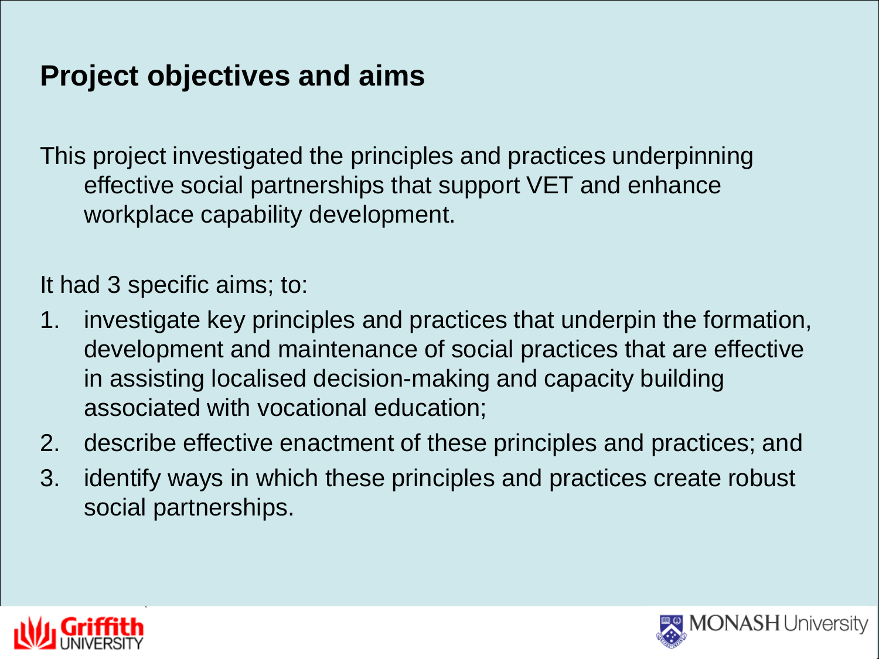## Project objectives and aims

This project investigated the principles and practices underpinning effective social partnerships that support VET and enhance workplace capability development.

It had 3 specific aims; to:

1. investigate key principles and practices that underpin the formation, development and maintenance of social practices that are effective in assisting localised decision-making and capacity building associated with vocational education;
2. describe effective enactment of these principles and practices; and
3. identify ways in which these principles and practices create robust social partnerships.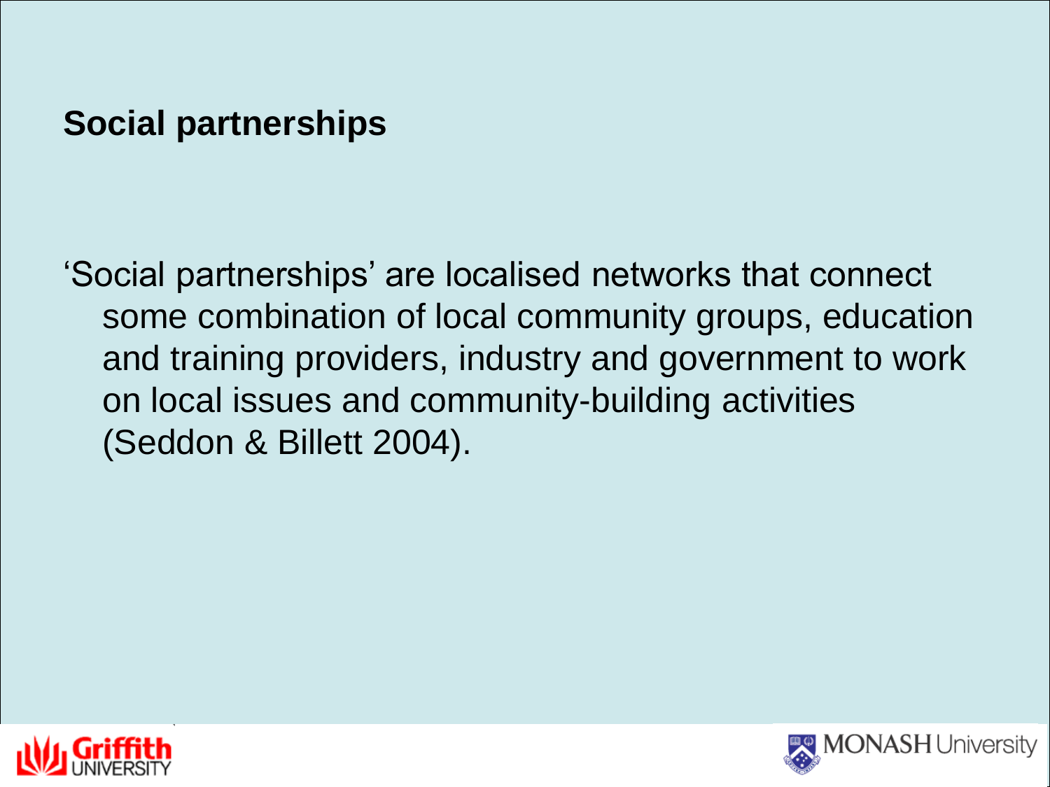## Social partnerships

'Social partnerships' are localised networks that connect some combination of local community groups, education and training providers, industry and government to work on local issues and community-building activities (Seddon & Billett 2004).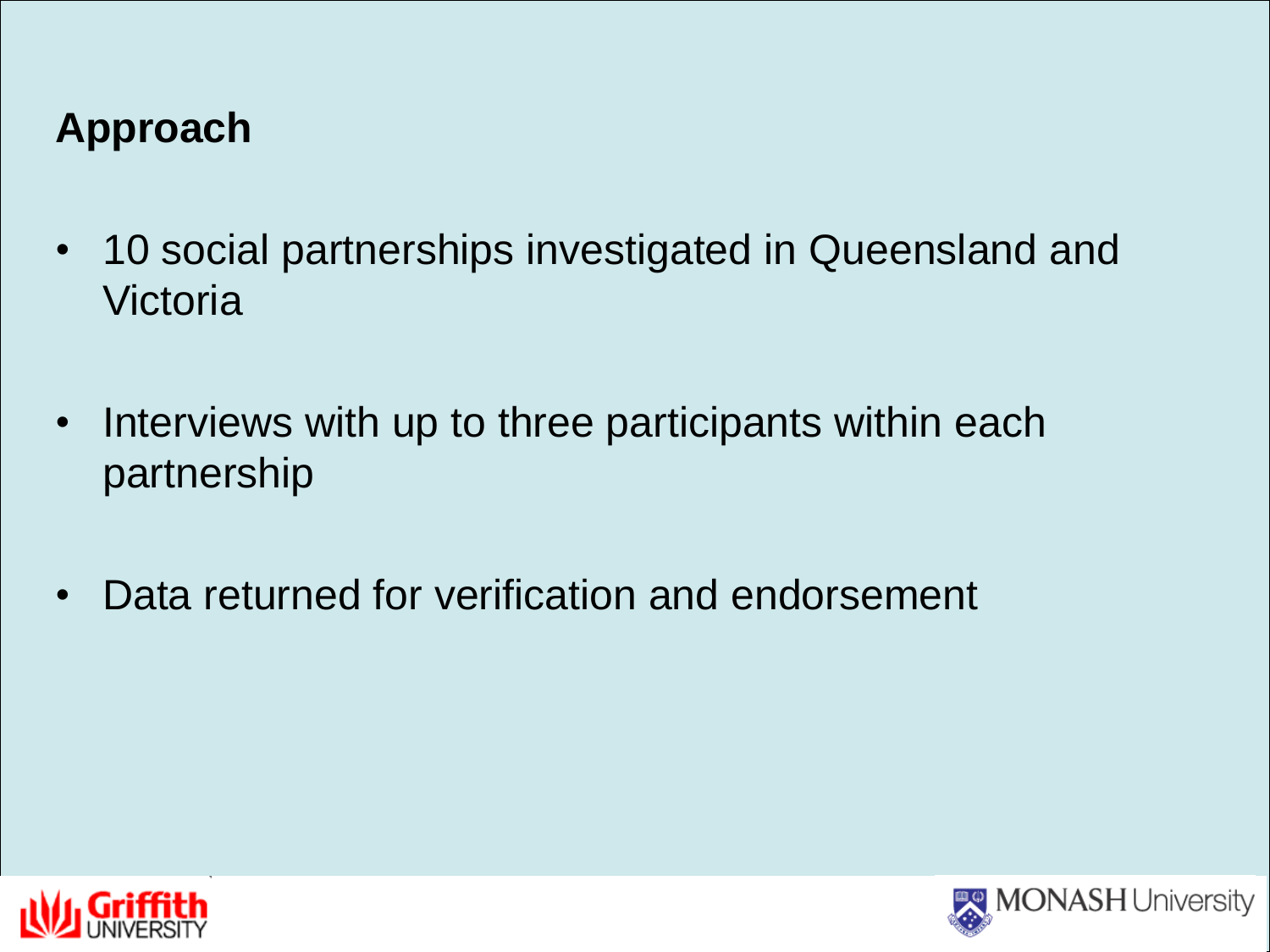## Approach

- 10 social partnerships investigated in Queensland and Victoria
- Interviews with up to three participants within each partnership
- Data returned for verification and endorsement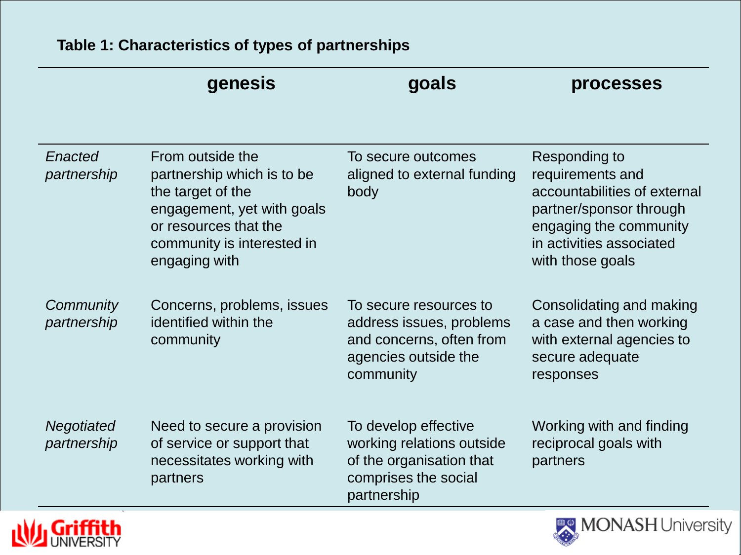**Table 1: Characteristics of types of partnerships**

| | genesis | goals | processes |
|---|---|---|---|
| *Enacted partnership* | From outside the partnership which is to be the target of the engagement, yet with goals or resources that the community is interested in engaging with | To secure outcomes aligned to external funding body | Responding to requirements and accountabilities of external partner/sponsor through engaging the community in activities associated with those goals |
| *Community partnership* | Concerns, problems, issues identified within the community | To secure resources to address issues, problems and concerns, often from agencies outside the community | Consolidating and making a case and then working with external agencies to secure adequate responses |
| *Negotiated partnership* | Need to secure a provision of service or support that necessitates working with partners | To develop effective working relations outside of the organisation that comprises the social partnership | Working with and finding reciprocal goals with partners |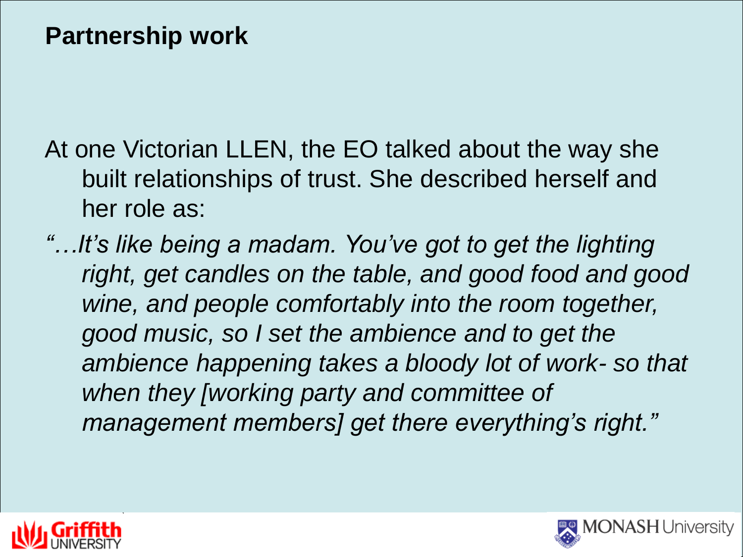# Partnership work

At one Victorian LLEN, the EO talked about the way she built relationships of trust. She described herself and her role as:

*"…It's like being a madam. You've got to get the lighting right, get candles on the table, and good food and good wine, and people comfortably into the room together, good music, so I set the ambience and to get the ambience happening takes a bloody lot of work- so that when they [working party and committee of management members] get there everything's right."*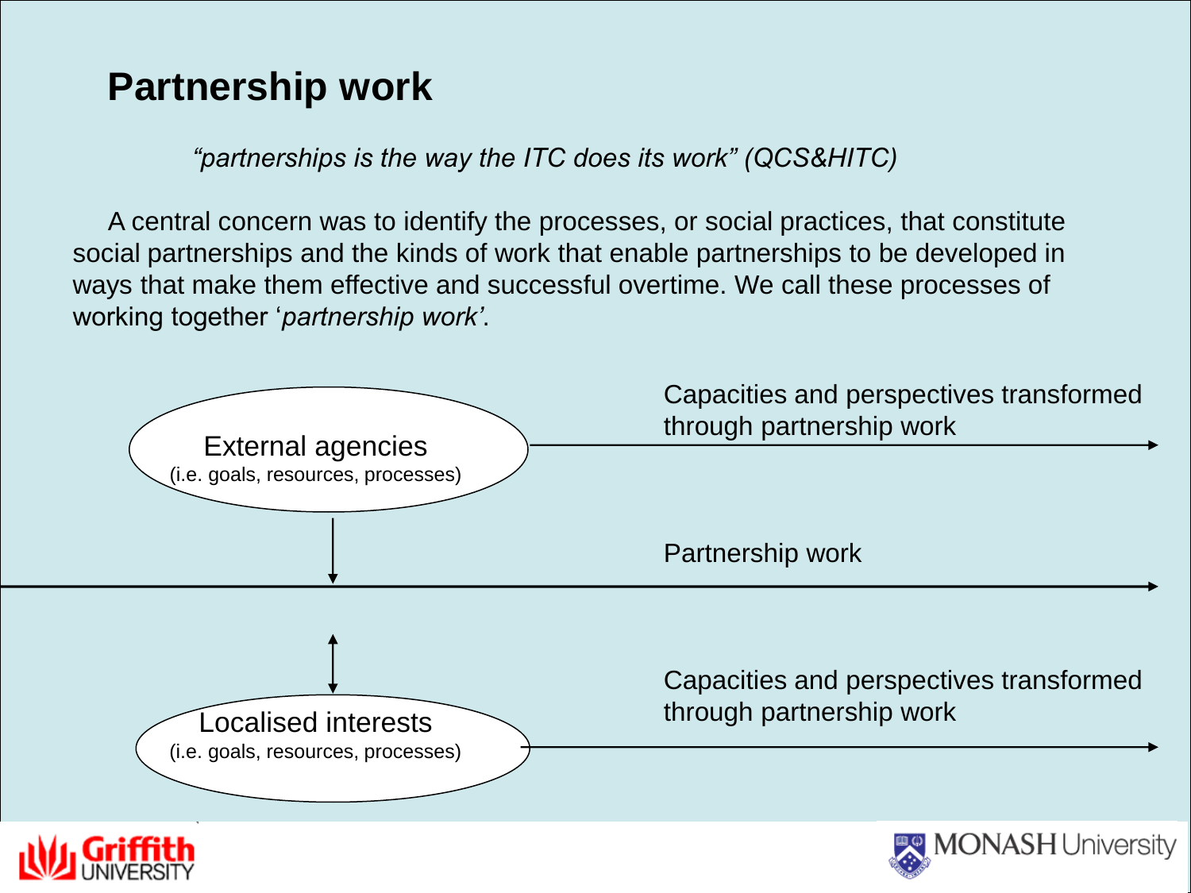# Partnership work

*"partnerships is the way the ITC does its work" (QCS&HITC)*

A central concern was to identify the processes, or social practices, that constitute social partnerships and the kinds of work that enable partnerships to be developed in ways that make them effective and successful overtime. We call these processes of working together '*partnership work'*.

External agencies
(i.e. goals, resources, processes)

Capacities and perspectives transformed through partnership work

Partnership work

Localised interests
(i.e. goals, resources, processes)

Capacities and perspectives transformed through partnership work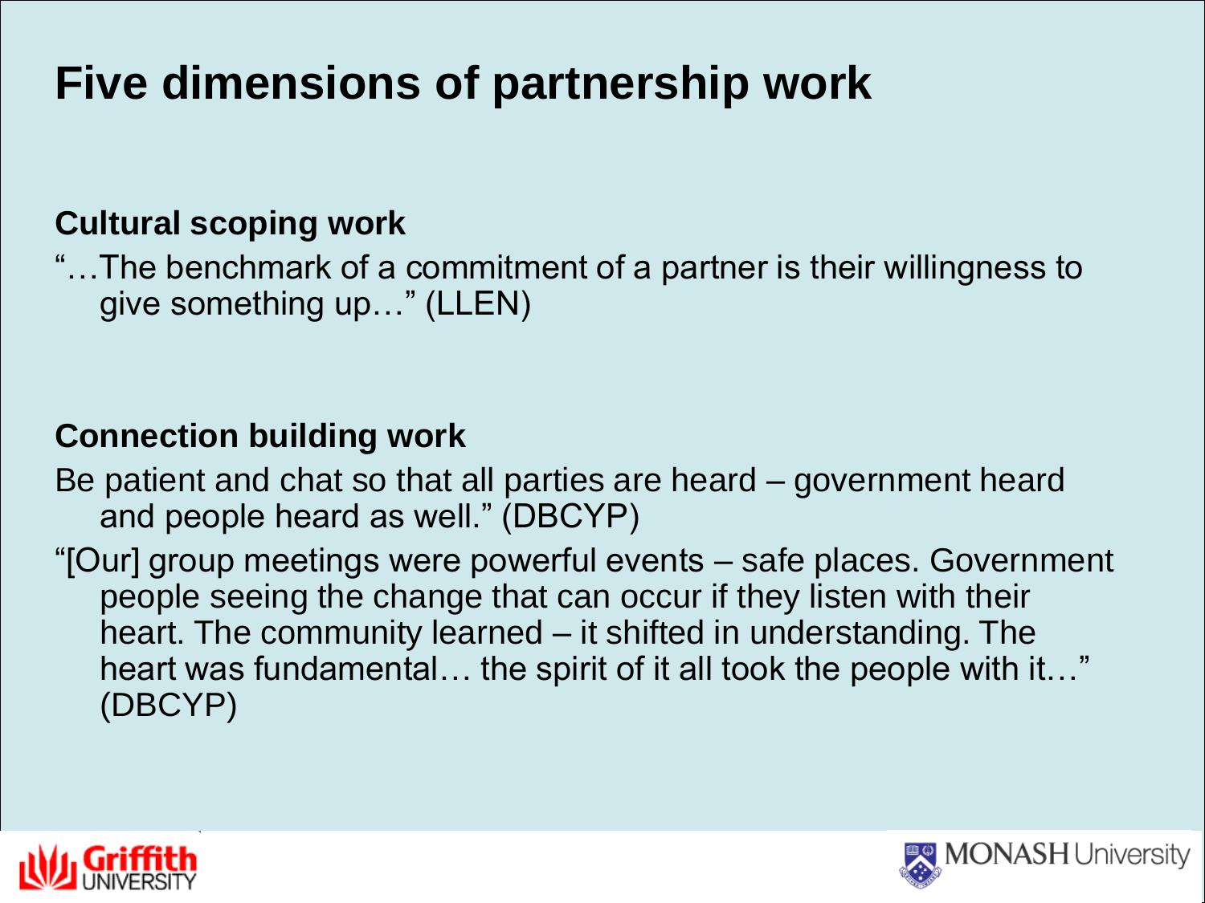# Five dimensions of partnership work

**Cultural scoping work**

"…The benchmark of a commitment of a partner is their willingness to give something up…" (LLEN)

**Connection building work**

Be patient and chat so that all parties are heard – government heard and people heard as well." (DBCYP)

"[Our] group meetings were powerful events – safe places. Government people seeing the change that can occur if they listen with their heart. The community learned – it shifted in understanding. The heart was fundamental… the spirit of it all took the people with it…" (DBCYP)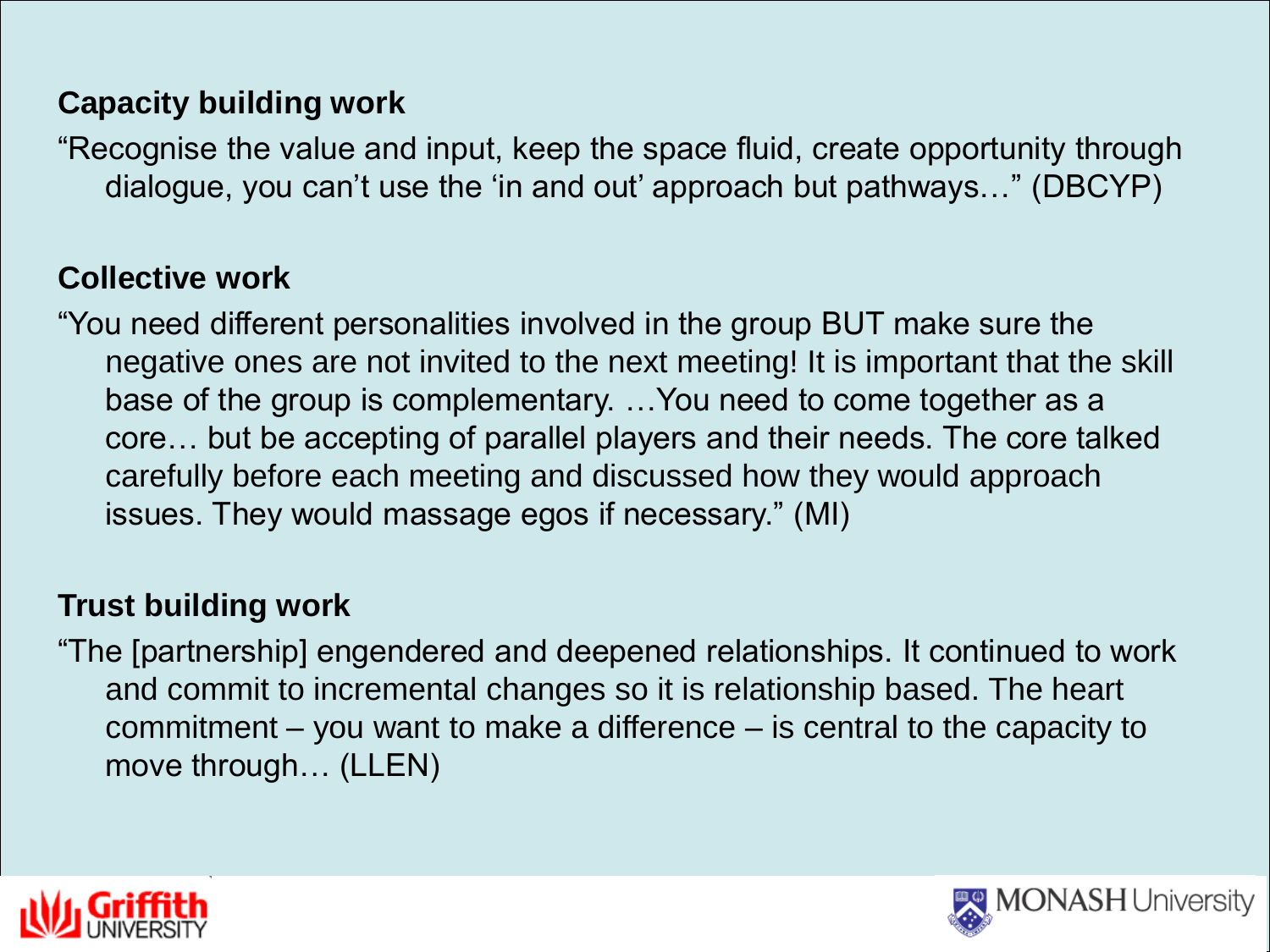**Capacity building work**

“Recognise the value and input, keep the space fluid, create opportunity through dialogue, you can’t use the ‘in and out’ approach but pathways…” (DBCYP)

**Collective work**

“You need different personalities involved in the group BUT make sure the negative ones are not invited to the next meeting! It is important that the skill base of the group is complementary. …You need to come together as a core… but be accepting of parallel players and their needs. The core talked carefully before each meeting and discussed how they would approach issues. They would massage egos if necessary.” (MI)

**Trust building work**

“The [partnership] engendered and deepened relationships. It continued to work and commit to incremental changes so it is relationship based. The heart commitment – you want to make a difference – is central to the capacity to move through… (LLEN)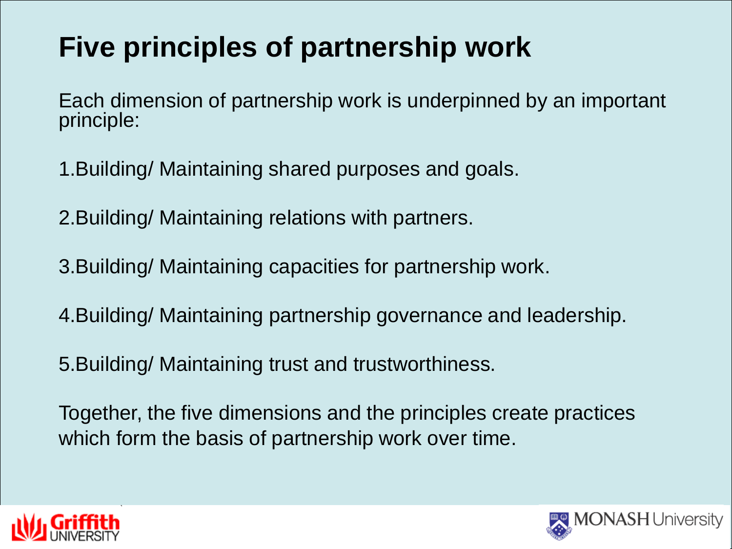# Five principles of partnership work

Each dimension of partnership work is underpinned by an important principle:

1. Building/ Maintaining shared purposes and goals.
2. Building/ Maintaining relations with partners.
3. Building/ Maintaining capacities for partnership work.
4. Building/ Maintaining partnership governance and leadership.
5. Building/ Maintaining trust and trustworthiness.

Together, the five dimensions and the principles create practices which form the basis of partnership work over time.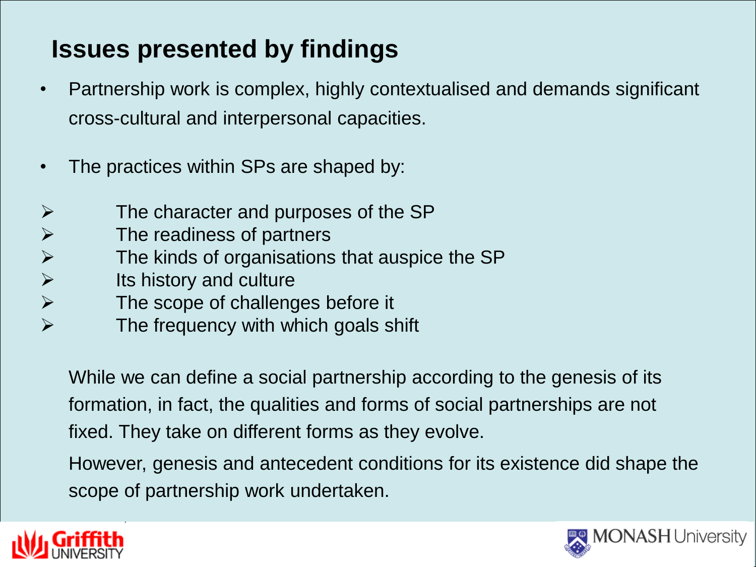## Issues presented by findings

- Partnership work is complex, highly contextualised and demands significant cross-cultural and interpersonal capacities.
- The practices within SPs are shaped by:
    - The character and purposes of the SP
    - The readiness of partners
    - The kinds of organisations that auspice the SP
    - Its history and culture
    - The scope of challenges before it
    - The frequency with which goals shift

While we can define a social partnership according to the genesis of its formation, in fact, the qualities and forms of social partnerships are not fixed. They take on different forms as they evolve.

However, genesis and antecedent conditions for its existence did shape the scope of partnership work undertaken.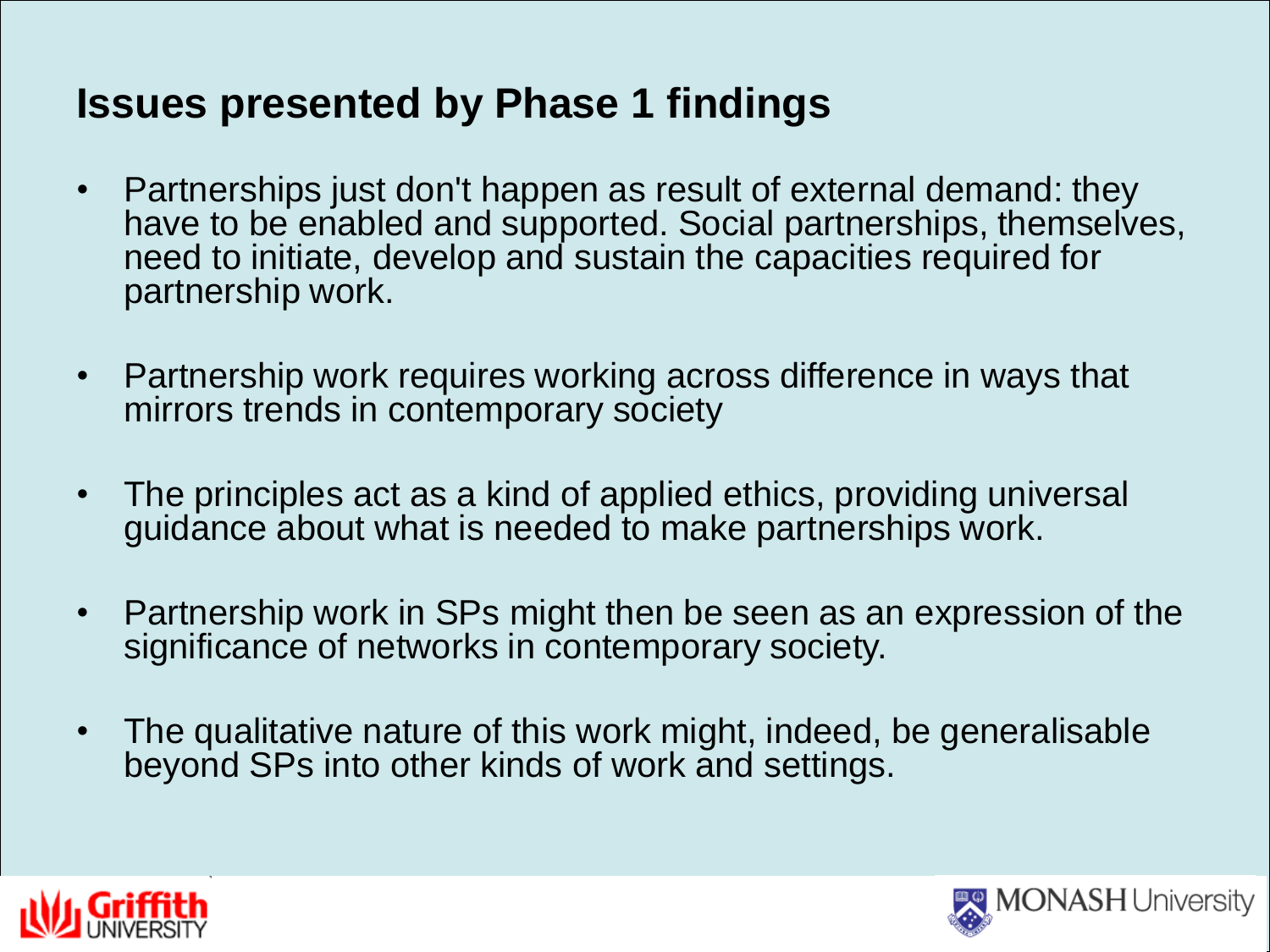## Issues presented by Phase 1 findings

- Partnerships just don't happen as result of external demand: they have to be enabled and supported. Social partnerships, themselves, need to initiate, develop and sustain the capacities required for partnership work.
- Partnership work requires working across difference in ways that mirrors trends in contemporary society
- The principles act as a kind of applied ethics, providing universal guidance about what is needed to make partnerships work.
- Partnership work in SPs might then be seen as an expression of the significance of networks in contemporary society.
- The qualitative nature of this work might, indeed, be generalisable beyond SPs into other kinds of work and settings.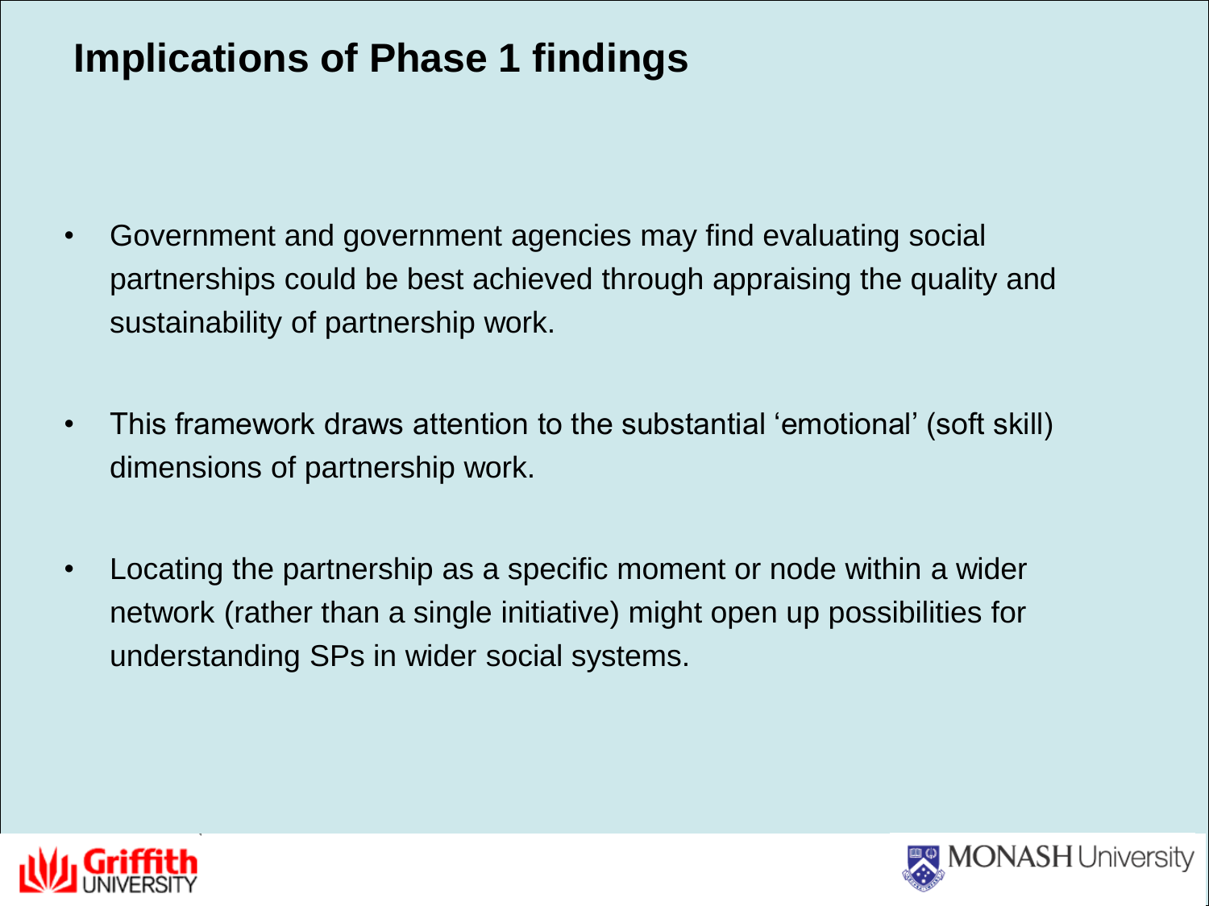# Implications of Phase 1 findings

- Government and government agencies may find evaluating social partnerships could be best achieved through appraising the quality and sustainability of partnership work.
- This framework draws attention to the substantial 'emotional' (soft skill) dimensions of partnership work.
- Locating the partnership as a specific moment or node within a wider network (rather than a single initiative) might open up possibilities for understanding SPs in wider social systems.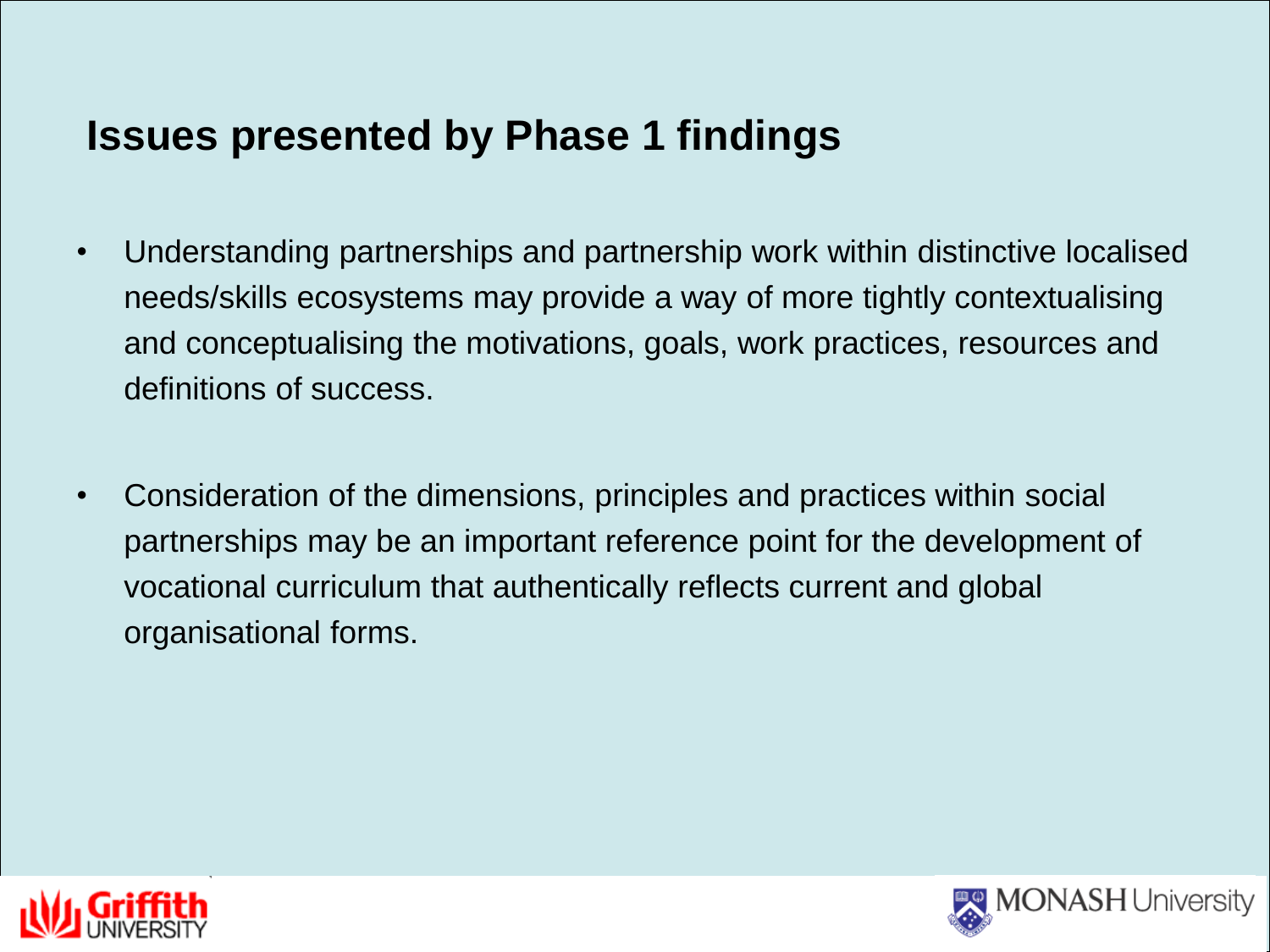## Issues presented by Phase 1 findings

- Understanding partnerships and partnership work within distinctive localised needs/skills ecosystems may provide a way of more tightly contextualising and conceptualising the motivations, goals, work practices, resources and definitions of success.

- Consideration of the dimensions, principles and practices within social partnerships may be an important reference point for the development of vocational curriculum that authentically reflects current and global organisational forms.